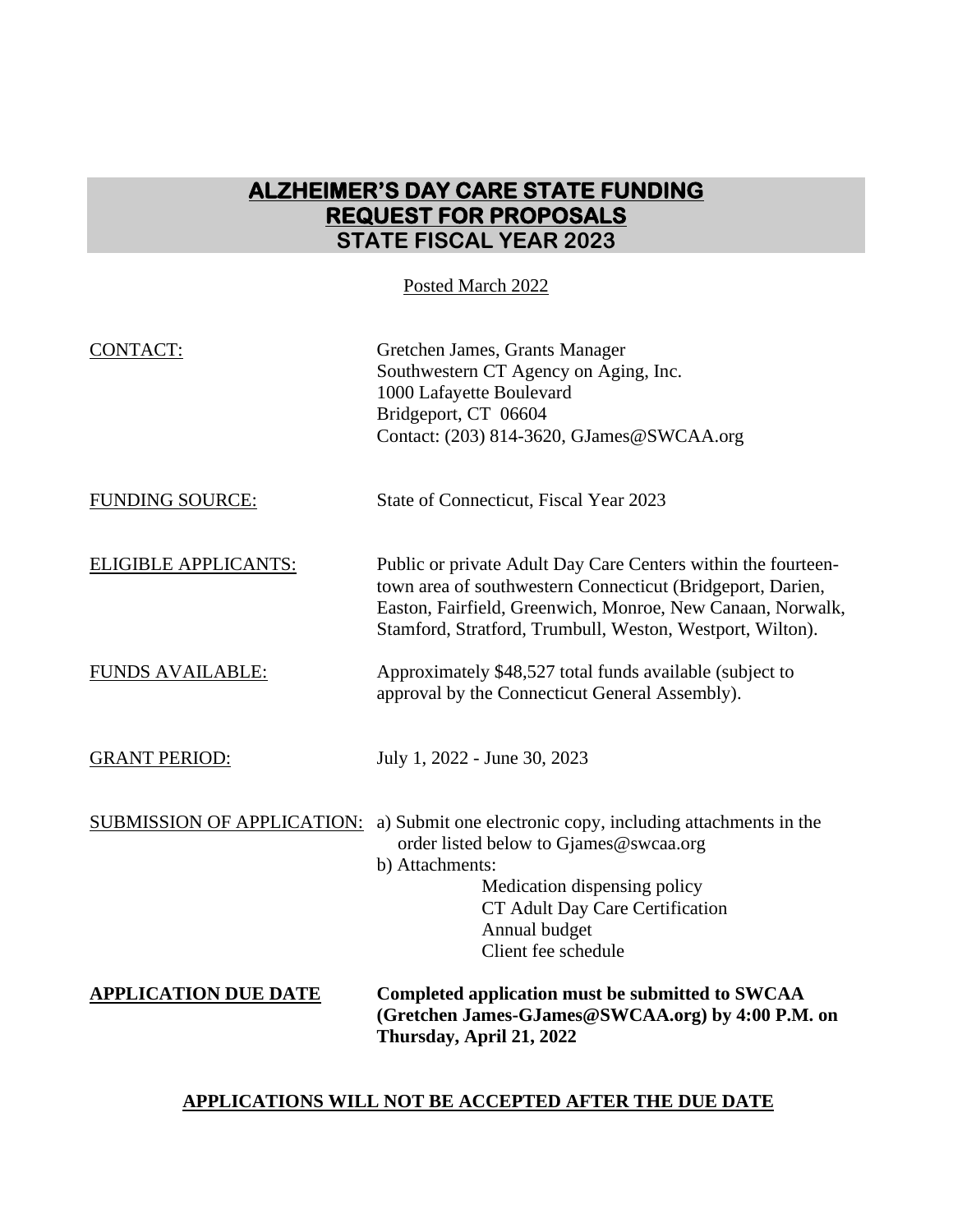# ALZHEIMER'S DAY CARE STATE FUNDING REQUEST FOR PROPOSALS STATE FISCAL YEAR 2023

Posted March 2022

| | |
|---|---|
| CONTACT: | Gretchen James, Grants Manager<br>Southwestern CT Agency on Aging, Inc.<br>1000 Lafayette Boulevard<br>Bridgeport, CT 06604<br>Contact: (203) 814-3620, GJames@SWCAA.org |
| FUNDING SOURCE: | State of Connecticut, Fiscal Year 2023 |
| ELIGIBLE APPLICANTS: | Public or private Adult Day Care Centers within the fourteen-town area of southwestern Connecticut (Bridgeport, Darien, Easton, Fairfield, Greenwich, Monroe, New Canaan, Norwalk, Stamford, Stratford, Trumbull, Weston, Westport, Wilton). |
| FUNDS AVAILABLE: | Approximately $48,527 total funds available (subject to approval by the Connecticut General Assembly). |
| GRANT PERIOD: | July 1, 2022 - June 30, 2023 |
| SUBMISSION OF APPLICATION: | a) Submit one electronic copy, including attachments in the order listed below to Gjames@swcaa.org<br>b) Attachments:<br>Medication dispensing policy<br>CT Adult Day Care Certification<br>Annual budget<br>Client fee schedule |
| **APPLICATION DUE DATE** | **Completed application must be submitted to SWCAA (Gretchen James-GJames@SWCAA.org) by 4:00 P.M. on Thursday, April 21, 2022** |

**APPLICATIONS WILL NOT BE ACCEPTED AFTER THE DUE DATE**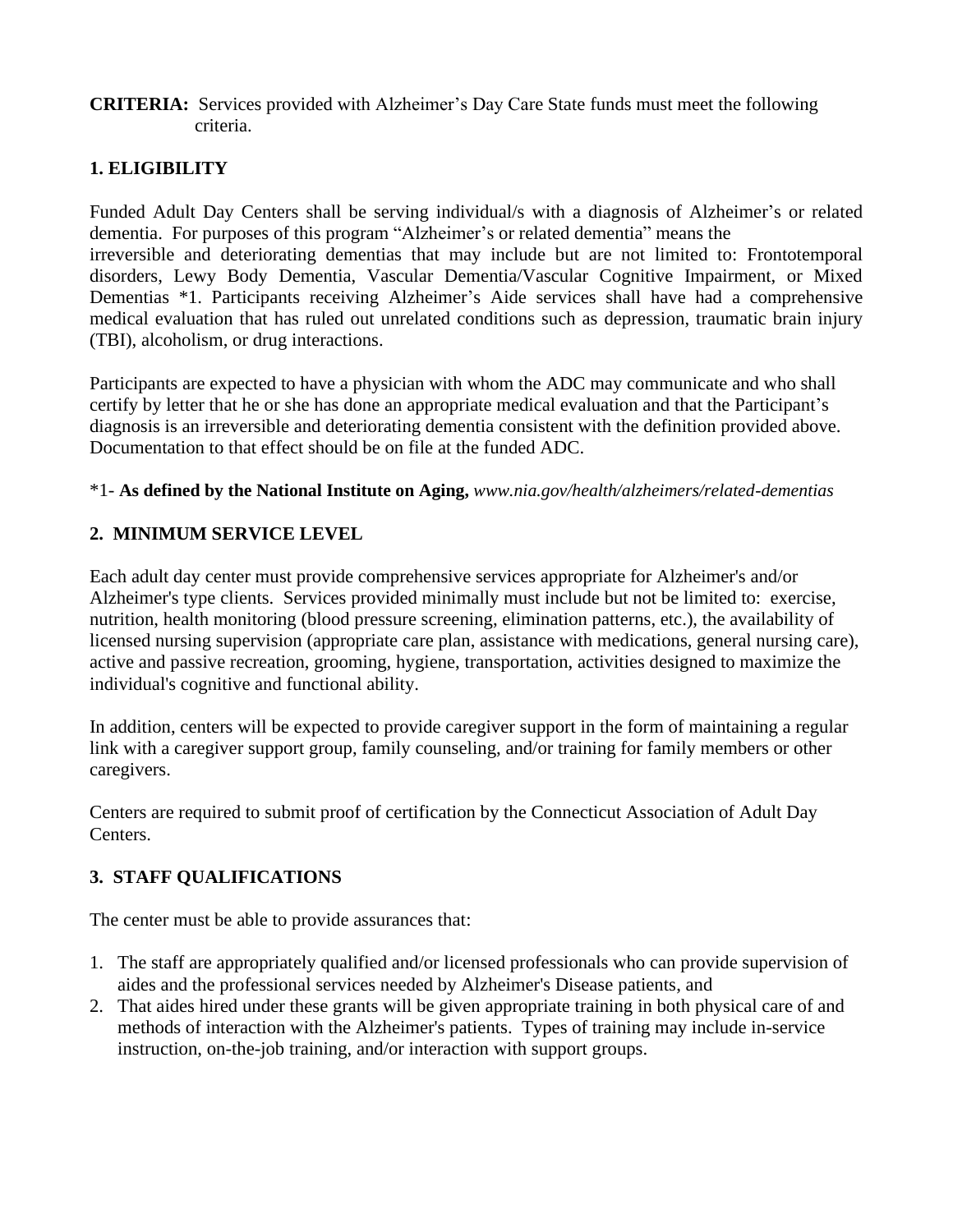**CRITERIA:** Services provided with Alzheimer's Day Care State funds must meet the following criteria.

## 1. ELIGIBILITY

Funded Adult Day Centers shall be serving individual/s with a diagnosis of Alzheimer's or related dementia. For purposes of this program "Alzheimer's or related dementia" means the irreversible and deteriorating dementias that may include but are not limited to: Frontotemporal disorders, Lewy Body Dementia, Vascular Dementia/Vascular Cognitive Impairment, or Mixed Dementias *1. Participants receiving Alzheimer's Aide services shall have had a comprehensive medical evaluation that has ruled out unrelated conditions such as depression, traumatic brain injury (TBI), alcoholism, or drug interactions.

Participants are expected to have a physician with whom the ADC may communicate and who shall certify by letter that he or she has done an appropriate medical evaluation and that the Participant's diagnosis is an irreversible and deteriorating dementia consistent with the definition provided above. Documentation to that effect should be on file at the funded ADC.

*1- **As defined by the National Institute on Aging,** *www.nia.gov/health/alzheimers/related-dementias*

## 2. MINIMUM SERVICE LEVEL

Each adult day center must provide comprehensive services appropriate for Alzheimer's and/or Alzheimer's type clients. Services provided minimally must include but not be limited to: exercise, nutrition, health monitoring (blood pressure screening, elimination patterns, etc.), the availability of licensed nursing supervision (appropriate care plan, assistance with medications, general nursing care), active and passive recreation, grooming, hygiene, transportation, activities designed to maximize the individual's cognitive and functional ability.

In addition, centers will be expected to provide caregiver support in the form of maintaining a regular link with a caregiver support group, family counseling, and/or training for family members or other caregivers.

Centers are required to submit proof of certification by the Connecticut Association of Adult Day Centers.

## 3. STAFF QUALIFICATIONS

The center must be able to provide assurances that:

1. The staff are appropriately qualified and/or licensed professionals who can provide supervision of aides and the professional services needed by Alzheimer's Disease patients, and
2. That aides hired under these grants will be given appropriate training in both physical care of and methods of interaction with the Alzheimer's patients. Types of training may include in-service instruction, on-the-job training, and/or interaction with support groups.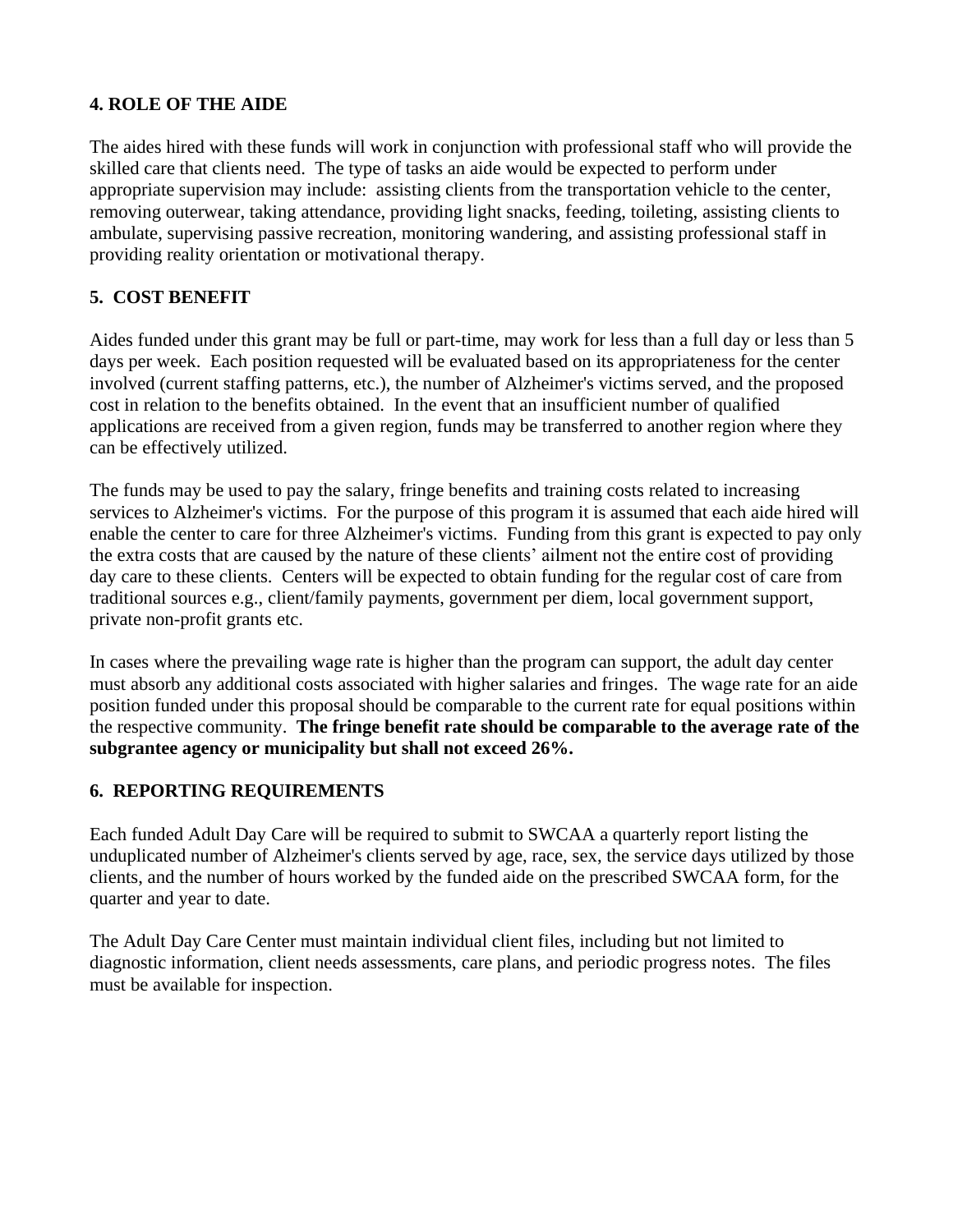## 4. ROLE OF THE AIDE

The aides hired with these funds will work in conjunction with professional staff who will provide the skilled care that clients need. The type of tasks an aide would be expected to perform under appropriate supervision may include: assisting clients from the transportation vehicle to the center, removing outerwear, taking attendance, providing light snacks, feeding, toileting, assisting clients to ambulate, supervising passive recreation, monitoring wandering, and assisting professional staff in providing reality orientation or motivational therapy.

## 5. COST BENEFIT

Aides funded under this grant may be full or part-time, may work for less than a full day or less than 5 days per week. Each position requested will be evaluated based on its appropriateness for the center involved (current staffing patterns, etc.), the number of Alzheimer's victims served, and the proposed cost in relation to the benefits obtained. In the event that an insufficient number of qualified applications are received from a given region, funds may be transferred to another region where they can be effectively utilized.

The funds may be used to pay the salary, fringe benefits and training costs related to increasing services to Alzheimer's victims. For the purpose of this program it is assumed that each aide hired will enable the center to care for three Alzheimer's victims. Funding from this grant is expected to pay only the extra costs that are caused by the nature of these clients' ailment not the entire cost of providing day care to these clients. Centers will be expected to obtain funding for the regular cost of care from traditional sources e.g., client/family payments, government per diem, local government support, private non-profit grants etc.

In cases where the prevailing wage rate is higher than the program can support, the adult day center must absorb any additional costs associated with higher salaries and fringes. The wage rate for an aide position funded under this proposal should be comparable to the current rate for equal positions within the respective community. **The fringe benefit rate should be comparable to the average rate of the subgrantee agency or municipality but shall not exceed 26%.**

## 6. REPORTING REQUIREMENTS

Each funded Adult Day Care will be required to submit to SWCAA a quarterly report listing the unduplicated number of Alzheimer's clients served by age, race, sex, the service days utilized by those clients, and the number of hours worked by the funded aide on the prescribed SWCAA form, for the quarter and year to date.

The Adult Day Care Center must maintain individual client files, including but not limited to diagnostic information, client needs assessments, care plans, and periodic progress notes. The files must be available for inspection.